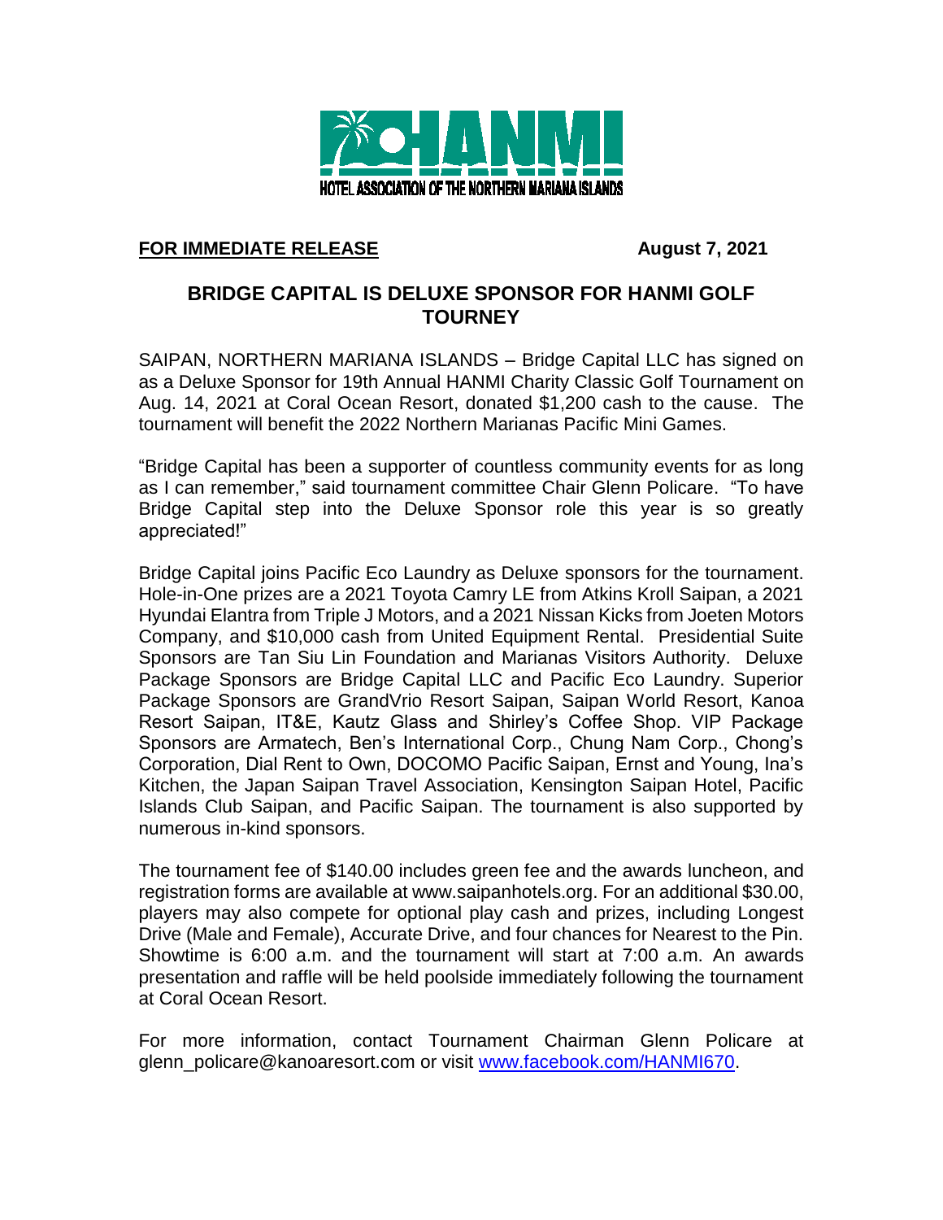HANMI

HOTEL ASSOCIATION OF THE NORTHERN MARIANA ISLANDS

**FOR IMMEDIATE RELEASE** **August 7, 2021**

## BRIDGE CAPITAL IS DELUXE SPONSOR FOR HANMI GOLF TOURNEY

SAIPAN, NORTHERN MARIANA ISLANDS – Bridge Capital LLC has signed on as a Deluxe Sponsor for 19th Annual HANMI Charity Classic Golf Tournament on Aug. 14, 2021 at Coral Ocean Resort, donated $1,200 cash to the cause. The tournament will benefit the 2022 Northern Marianas Pacific Mini Games.

"Bridge Capital has been a supporter of countless community events for as long as I can remember," said tournament committee Chair Glenn Policare. "To have Bridge Capital step into the Deluxe Sponsor role this year is so greatly appreciated!"

Bridge Capital joins Pacific Eco Laundry as Deluxe sponsors for the tournament. Hole-in-One prizes are a 2021 Toyota Camry LE from Atkins Kroll Saipan, a 2021 Hyundai Elantra from Triple J Motors, and a 2021 Nissan Kicks from Joeten Motors Company, and $10,000 cash from United Equipment Rental. Presidential Suite Sponsors are Tan Siu Lin Foundation and Marianas Visitors Authority. Deluxe Package Sponsors are Bridge Capital LLC and Pacific Eco Laundry. Superior Package Sponsors are GrandVrio Resort Saipan, Saipan World Resort, Kanoa Resort Saipan, IT&E, Kautz Glass and Shirley's Coffee Shop. VIP Package Sponsors are Armatech, Ben's International Corp., Chung Nam Corp., Chong's Corporation, Dial Rent to Own, DOCOMO Pacific Saipan, Ernst and Young, Ina's Kitchen, the Japan Saipan Travel Association, Kensington Saipan Hotel, Pacific Islands Club Saipan, and Pacific Saipan. The tournament is also supported by numerous in-kind sponsors.

The tournament fee of $140.00 includes green fee and the awards luncheon, and registration forms are available at www.saipanhotels.org. For an additional $30.00, players may also compete for optional play cash and prizes, including Longest Drive (Male and Female), Accurate Drive, and four chances for Nearest to the Pin. Showtime is 6:00 a.m. and the tournament will start at 7:00 a.m. An awards presentation and raffle will be held poolside immediately following the tournament at Coral Ocean Resort.

For more information, contact Tournament Chairman Glenn Policare at glenn_policare@kanoaresort.com or visit [www.facebook.com/HANMI670](www.facebook.com/HANMI670).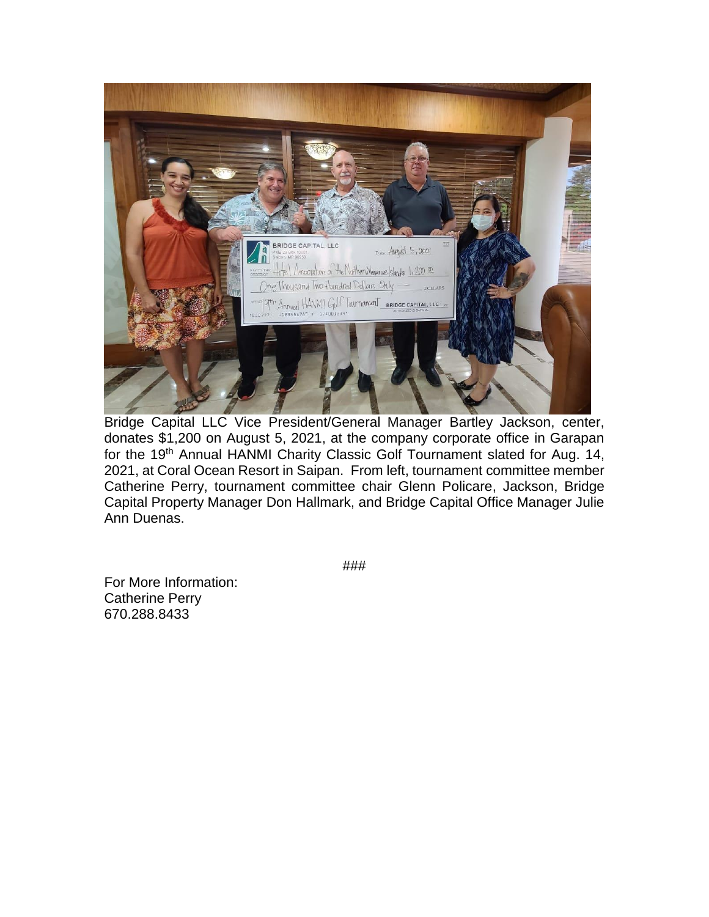Bridge Capital LLC Vice President/General Manager Bartley Jackson, center, donates $1,200 on August 5, 2021, at the company corporate office in Garapan for the 19th Annual HANMI Charity Classic Golf Tournament slated for Aug. 14, 2021, at Coral Ocean Resort in Saipan. From left, tournament committee member Catherine Perry, tournament committee chair Glenn Policare, Jackson, Bridge Capital Property Manager Don Hallmark, and Bridge Capital Office Manager Julie Ann Duenas.

###

For More Information:
Catherine Perry
670.288.8433